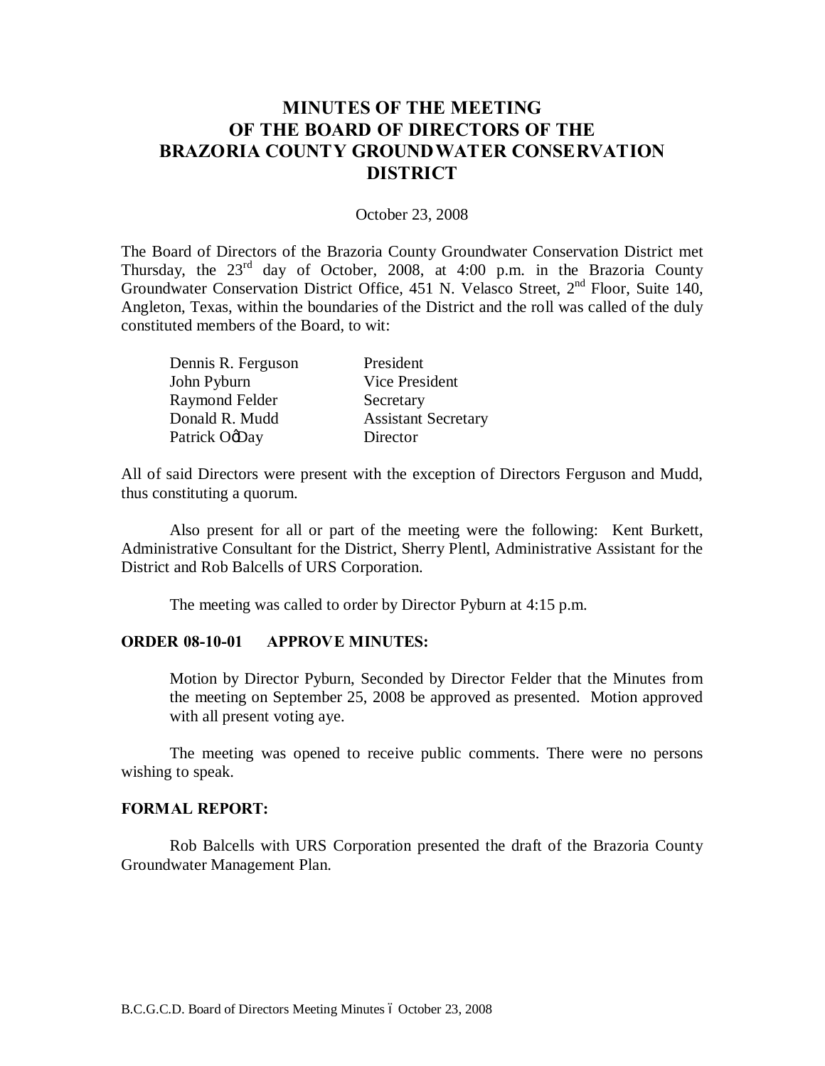# MINUTES OF THE MEETING OF THE BOARD OF DIRECTORS OF THE BRAZORIA COUNTY GROUNDWATER CONSERVATION DISTRICT

October 23, 2008

The Board of Directors of the Brazoria County Groundwater Conservation District met Thursday, the 23rd day of October, 2008, at 4:00 p.m. in the Brazoria County Groundwater Conservation District Office, 451 N. Velasco Street, 2nd Floor, Suite 140, Angleton, Texas, within the boundaries of the District and the roll was called of the duly constituted members of the Board, to wit:

| | |
|---|---|
| Dennis R. Ferguson | President |
| John Pyburn | Vice President |
| Raymond Felder | Secretary |
| Donald R. Mudd | Assistant Secretary |
| Patrick O'Day | Director |

All of said Directors were present with the exception of Directors Ferguson and Mudd, thus constituting a quorum.

Also present for all or part of the meeting were the following: Kent Burkett, Administrative Consultant for the District, Sherry Plentl, Administrative Assistant for the District and Rob Balcells of URS Corporation.

The meeting was called to order by Director Pyburn at 4:15 p.m.

**ORDER 08-10-01 APPROVE MINUTES:**

Motion by Director Pyburn, Seconded by Director Felder that the Minutes from the meeting on September 25, 2008 be approved as presented. Motion approved with all present voting aye.

The meeting was opened to receive public comments. There were no persons wishing to speak.

**FORMAL REPORT:**

Rob Balcells with URS Corporation presented the draft of the Brazoria County Groundwater Management Plan.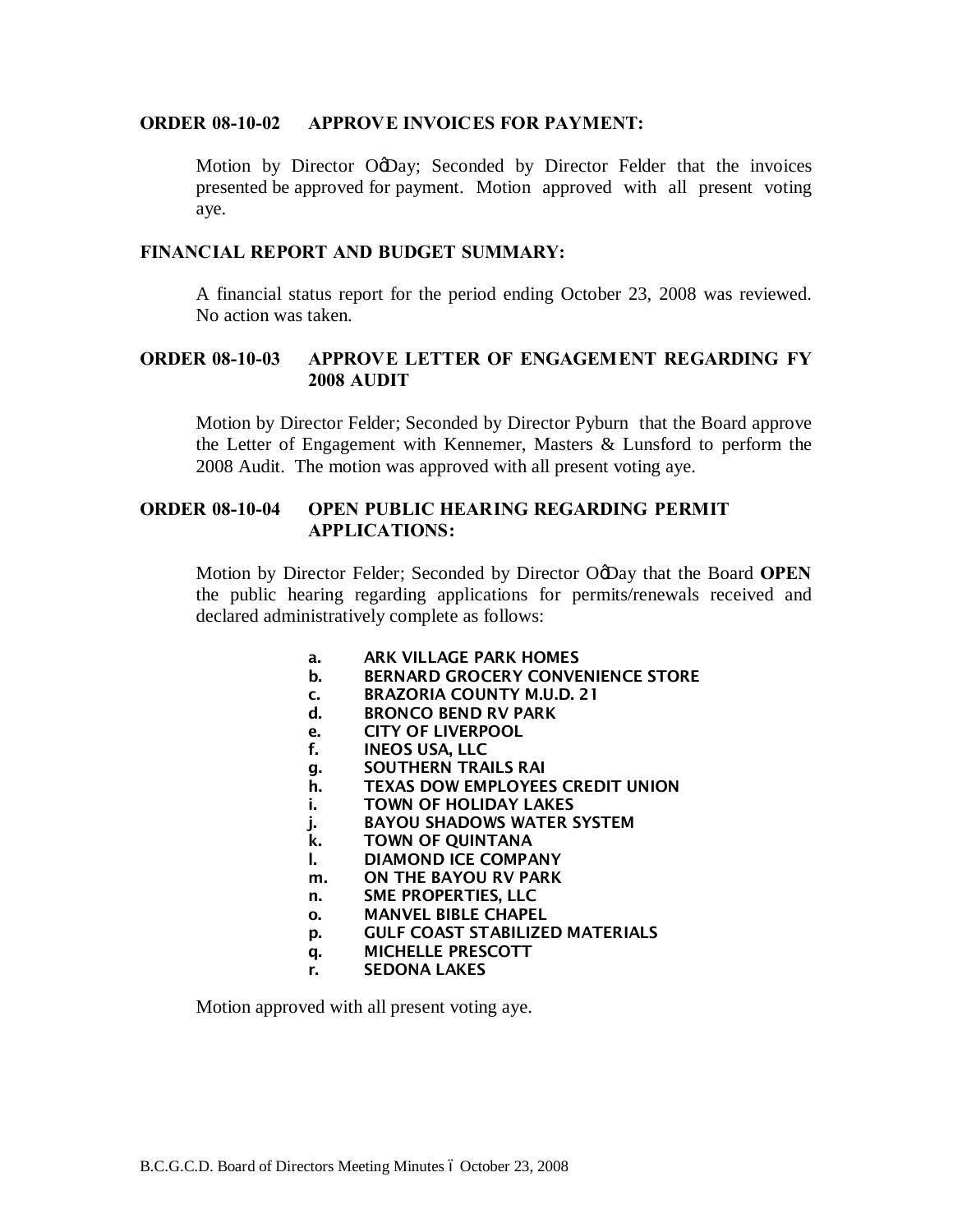**ORDER 08-10-02 APPROVE INVOICES FOR PAYMENT:**

Motion by Director OøDay; Seconded by Director Felder that the invoices presented be approved for payment. Motion approved with all present voting aye.

**FINANCIAL REPORT AND BUDGET SUMMARY:**

A financial status report for the period ending October 23, 2008 was reviewed. No action was taken.

**ORDER 08-10-03 APPROVE LETTER OF ENGAGEMENT REGARDING FY 2008 AUDIT**

Motion by Director Felder; Seconded by Director Pyburn that the Board approve the Letter of Engagement with Kennemer, Masters & Lunsford to perform the 2008 Audit. The motion was approved with all present voting aye.

**ORDER 08-10-04 OPEN PUBLIC HEARING REGARDING PERMIT APPLICATIONS:**

Motion by Director Felder; Seconded by Director OøDay that the Board **OPEN** the public hearing regarding applications for permits/renewals received and declared administratively complete as follows:

a. **ARK VILLAGE PARK HOMES**
b. **BERNARD GROCERY CONVENIENCE STORE**
c. **BRAZORIA COUNTY M.U.D. 21**
d. **BRONCO BEND RV PARK**
e. **CITY OF LIVERPOOL**
f. **INEOS USA, LLC**
g. **SOUTHERN TRAILS RAI**
h. **TEXAS DOW EMPLOYEES CREDIT UNION**
i. **TOWN OF HOLIDAY LAKES**
j. **BAYOU SHADOWS WATER SYSTEM**
k. **TOWN OF QUINTANA**
l. **DIAMOND ICE COMPANY**
m. **ON THE BAYOU RV PARK**
n. **SME PROPERTIES, LLC**
o. **MANVEL BIBLE CHAPEL**
p. **GULF COAST STABILIZED MATERIALS**
q. **MICHELLE PRESCOTT**
r. **SEDONA LAKES**

Motion approved with all present voting aye.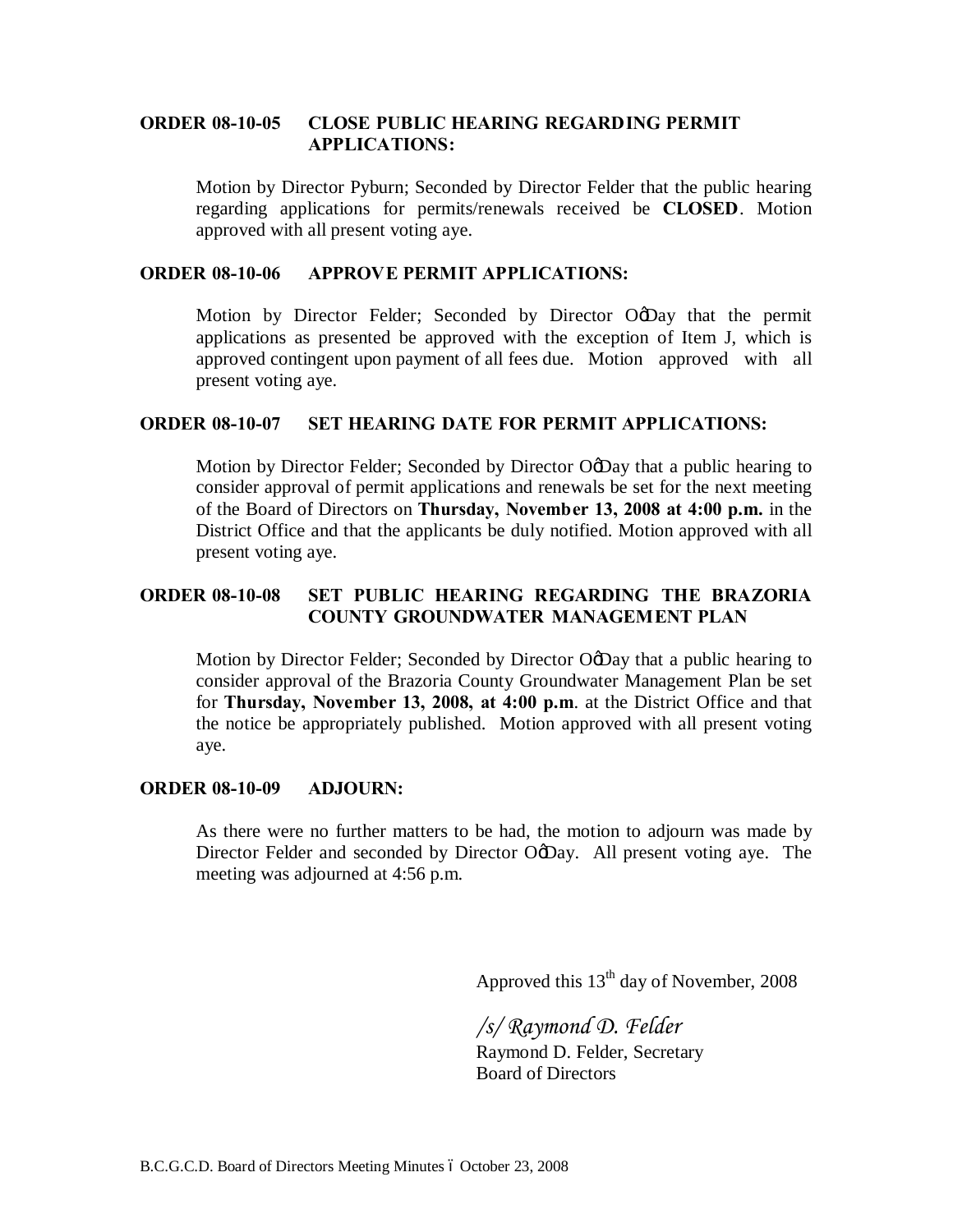**ORDER 08-10-05 CLOSE PUBLIC HEARING REGARDING PERMIT APPLICATIONS:**

Motion by Director Pyburn; Seconded by Director Felder that the public hearing regarding applications for permits/renewals received be **CLOSED**. Motion approved with all present voting aye.

**ORDER 08-10-06 APPROVE PERMIT APPLICATIONS:**

Motion by Director Felder; Seconded by Director O'Day that the permit applications as presented be approved with the exception of Item J, which is approved contingent upon payment of all fees due. Motion approved with all present voting aye.

**ORDER 08-10-07 SET HEARING DATE FOR PERMIT APPLICATIONS:**

Motion by Director Felder; Seconded by Director O'Day that a public hearing to consider approval of permit applications and renewals be set for the next meeting of the Board of Directors on **Thursday, November 13, 2008 at 4:00 p.m.** in the District Office and that the applicants be duly notified. Motion approved with all present voting aye.

**ORDER 08-10-08 SET PUBLIC HEARING REGARDING THE BRAZORIA COUNTY GROUNDWATER MANAGEMENT PLAN**

Motion by Director Felder; Seconded by Director O'Day that a public hearing to consider approval of the Brazoria County Groundwater Management Plan be set for **Thursday, November 13, 2008, at 4:00 p.m**. at the District Office and that the notice be appropriately published. Motion approved with all present voting aye.

**ORDER 08-10-09 ADJOURN:**

As there were no further matters to be had, the motion to adjourn was made by Director Felder and seconded by Director O'Day. All present voting aye. The meeting was adjourned at 4:56 p.m.

Approved this 13th day of November, 2008

*/s/ Raymond D. Felder*
Raymond D. Felder, Secretary
Board of Directors